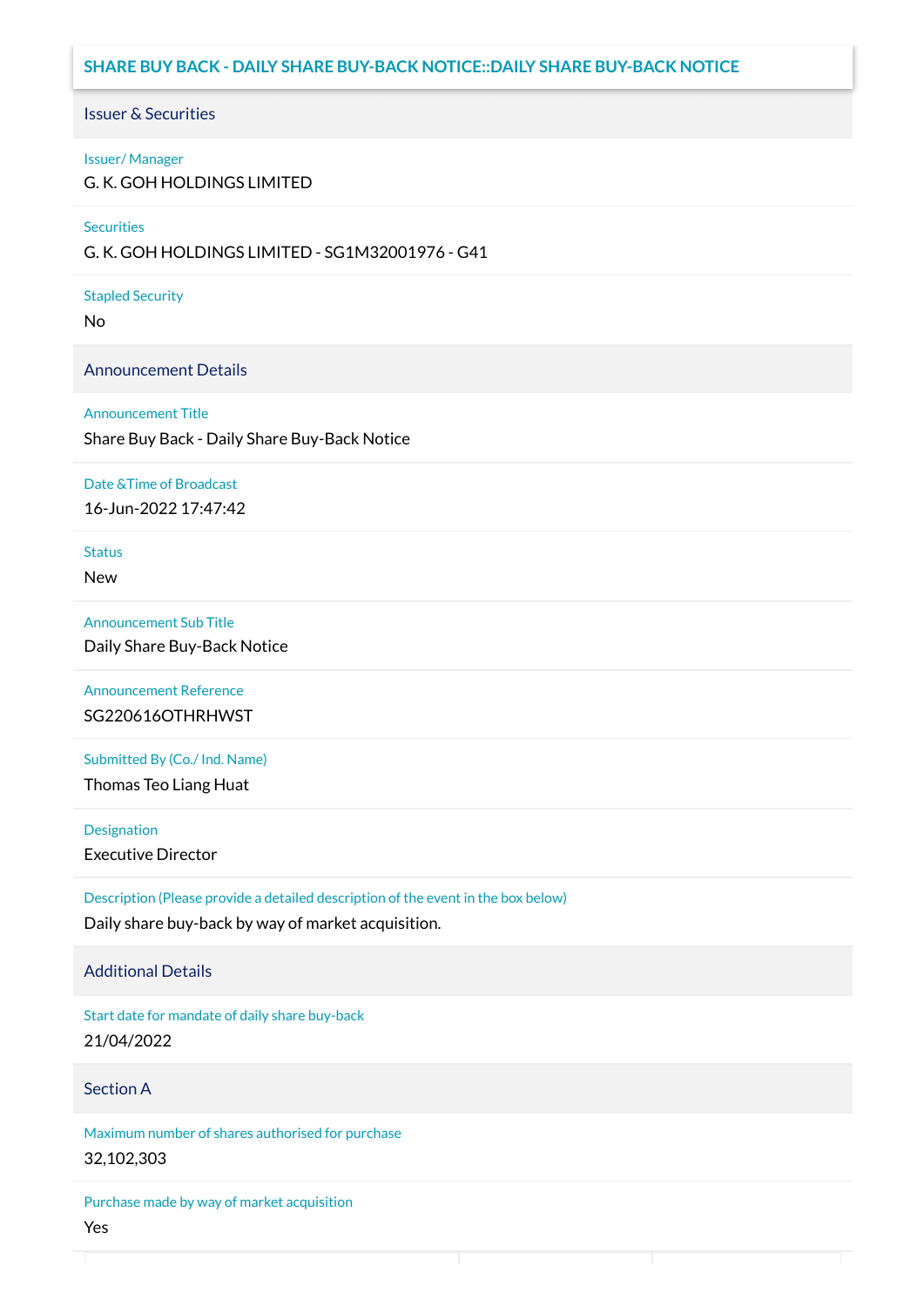# SHARE BUY BACK - DAILY SHARE BUY-BACK NOTICE::DAILY SHARE BUY-BACK NOTICE

## Issuer & Securities

**Issuer/ Manager**

G. K. GOH HOLDINGS LIMITED

**Securities**

G. K. GOH HOLDINGS LIMITED - SG1M32001976 - G41

**Stapled Security**

No

## Announcement Details

**Announcement Title**

Share Buy Back - Daily Share Buy-Back Notice

**Date &Time of Broadcast**

16-Jun-2022 17:47:42

**Status**

New

**Announcement Sub Title**

Daily Share Buy-Back Notice

**Announcement Reference**

SG220616OTHRHWST

**Submitted By (Co./ Ind. Name)**

Thomas Teo Liang Huat

**Designation**

Executive Director

**Description (Please provide a detailed description of the event in the box below)**

Daily share buy-back by way of market acquisition.

## Additional Details

**Start date for mandate of daily share buy-back**

21/04/2022

## Section A

**Maximum number of shares authorised for purchase**

32,102,303

**Purchase made by way of market acquisition**

Yes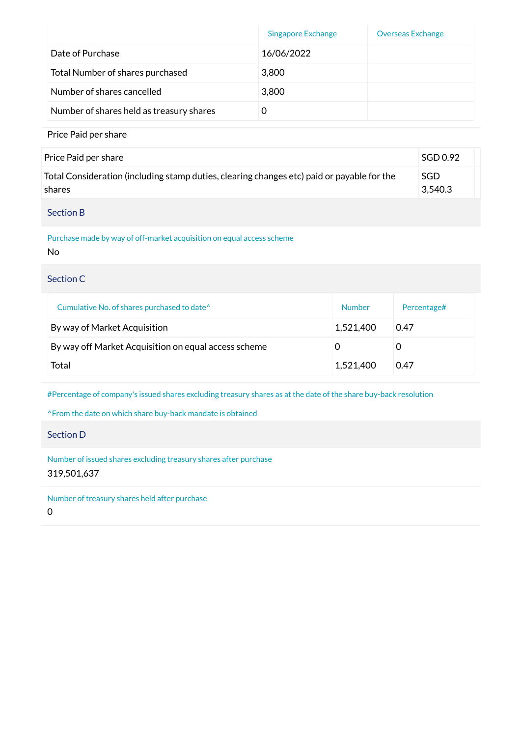| | Singapore Exchange | Overseas Exchange |
|---|---|---|
| Date of Purchase | 16/06/2022 | |
| Total Number of shares purchased | 3,800 | |
| Number of shares cancelled | 3,800 | |
| Number of shares held as treasury shares | 0 | |

Price Paid per share

| | |
|---|---|
| Price Paid per share | SGD 0.92 |
| Total Consideration (including stamp duties, clearing changes etc) paid or payable for the shares | SGD 3,540.3 |

## Section B

Purchase made by way of off-market acquisition on equal access scheme

No

## Section C

| Cumulative No. of shares purchased to date^ | Number | Percentage# |
|---|---|---|
| By way of Market Acquisition | 1,521,400 | 0.47 |
| By way off Market Acquisition on equal access scheme | 0 | 0 |
| Total | 1,521,400 | 0.47 |

#Percentage of company's issued shares excluding treasury shares as at the date of the share buy-back resolution

^From the date on which share buy-back mandate is obtained

## Section D

Number of issued shares excluding treasury shares after purchase

319,501,637

Number of treasury shares held after purchase

0